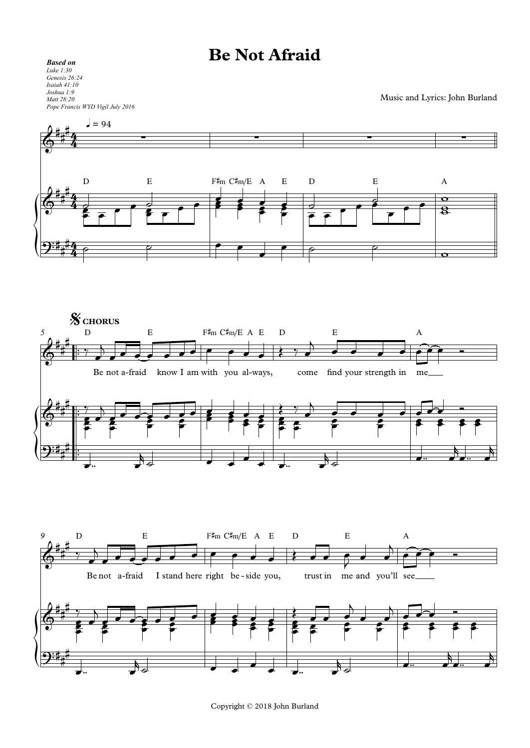# Be Not Afraid

***Based on***
*Luke 1:30*
*Genesis 26:24*
*Isaiah 41:10*
*Joshua 1:9*
*Matt 28:20*
*Pope Francis WYD Vigil July 2016*

Music and Lyrics: John Burland

♩ = 94

D E F♯m C♯m/E A E D E A

**CHORUS**

D E F♯m C♯m/E A E D E A

Be not a-fraid know I am with you al-ways, come find your strength in me

D E F♯m C♯m/E A E D E A

Be not a-fraid I stand here right be-side you, trust in me and you'll see

Copyright © 2018 John Burland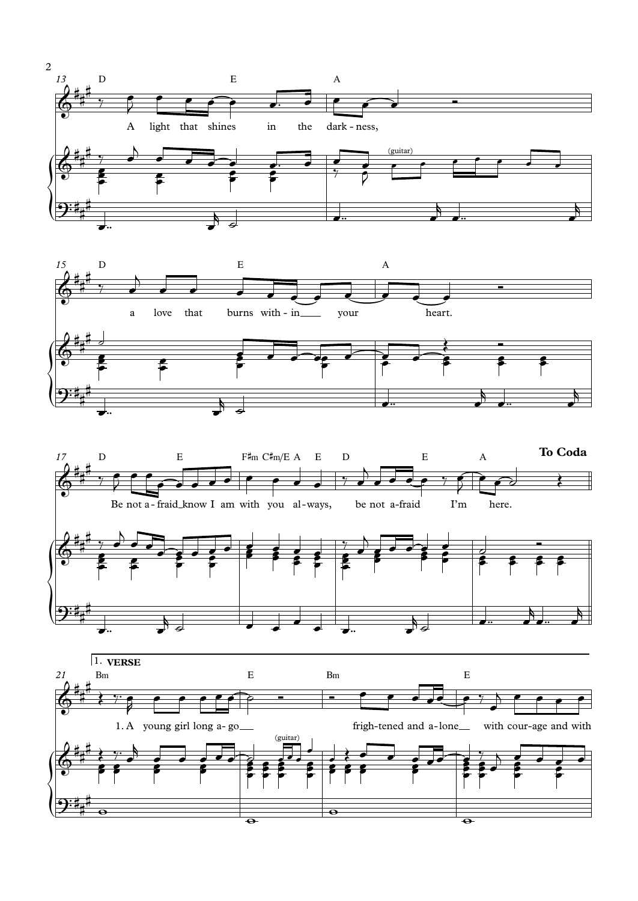13 D E A

A light that shines in the dark - ness,

(guitar)

15 D E A

a love that burns with - in ___ your heart.

17 D E F♯m C♯m/E A E D E A

Be not a - fraid ___ know I am with you al - ways, be not a - fraid I'm here.

**To Coda**

1. **VERSE**

21 Bm E Bm E

1. A young girl long a - go ___ frigh - tened and a - lone ___ with cour - age and with

(guitar)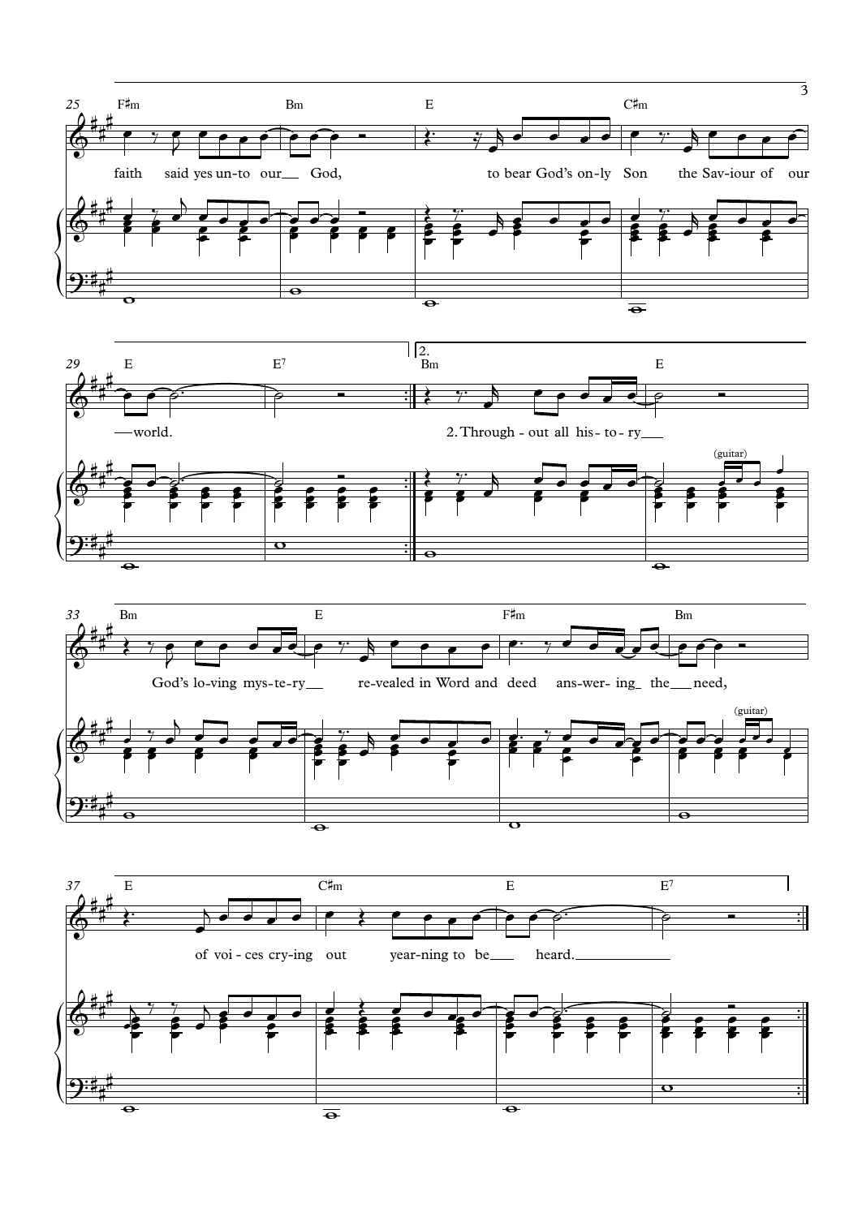25 F♯m Bm E C♯m

faith said yes un-to our God, to bear God's on-ly Son the Sav-iour of our

29 E E7 2. Bm E

world. 2. Through - out all his - to - ry

(guitar)

33 Bm E F♯m Bm

God's lo-ving mys-te-ry re-vealed in Word and deed ans-wer- ing the need,

(guitar)

37 E C♯m E E7

of voi - ces cry-ing out year-ning to be heard.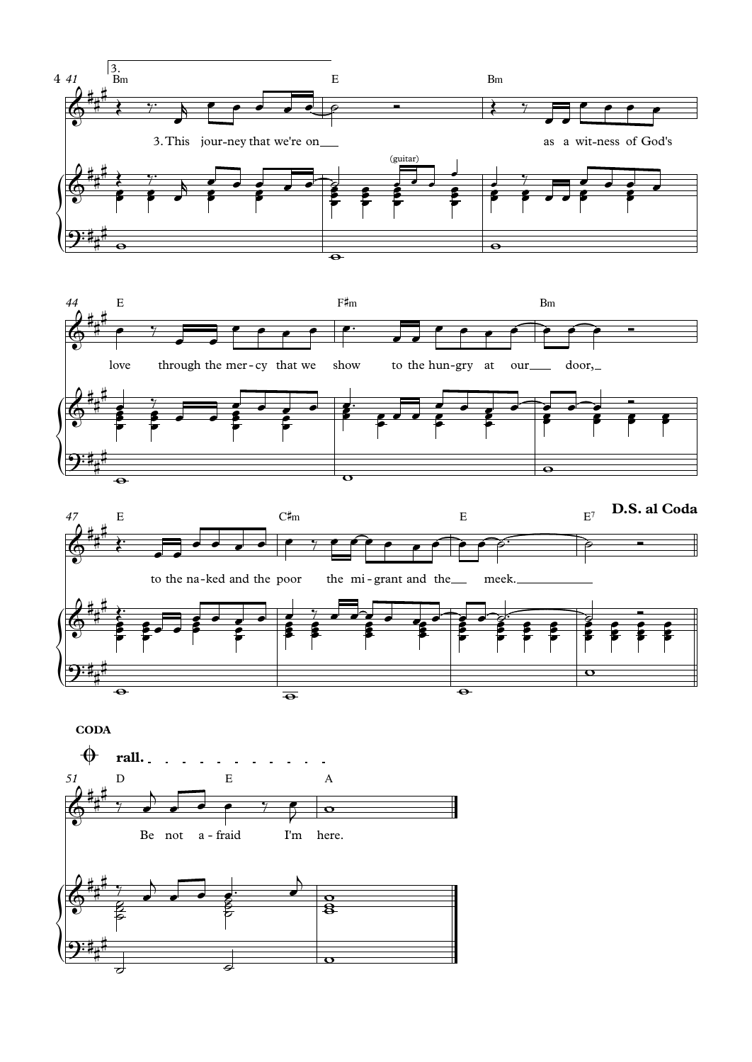3.

Bm — E — Bm

3. This jour-ney that we're on___ as a wit-ness of God's

(guitar)

E — F♯m — Bm

love through the mer-cy that we show to the hun-gry at our___ door,_

E — C♯m — E — E7

**D.S. al Coda**

to the na-ked and the poor the mi-grant and the___ meek.___________

**CODA**

**rall.**

D — E — A

Be not a-fraid I'm here.